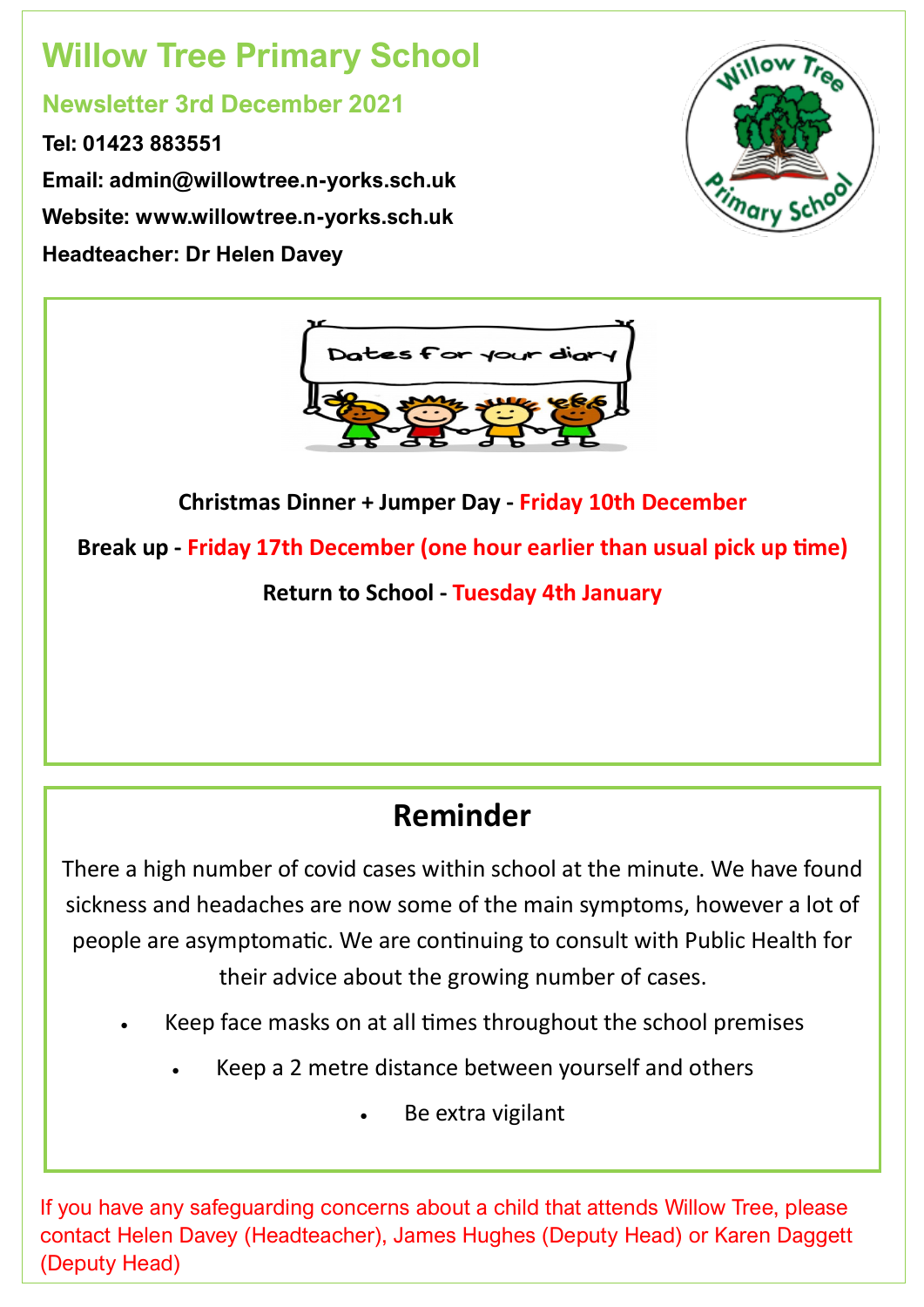# Willow Tree Primary School

## Newsletter 3rd December 2021

**Tel: 01423 883551**

**Email: admin@willowtree.n-yorks.sch.uk**

**Website: www.willowtree.n-yorks.sch.uk**

**Headteacher: Dr Helen Davey**

Dates for your diary

**Christmas Dinner + Jumper Day - Friday 10th December**

**Break up - Friday 17th December (one hour earlier than usual pick up time)**

**Return to School - Tuesday 4th January**

## Reminder

There a high number of covid cases within school at the minute. We have found sickness and headaches are now some of the main symptoms, however a lot of people are asymptomatic. We are continuing to consult with Public Health for their advice about the growing number of cases.

- Keep face masks on at all times throughout the school premises
- Keep a 2 metre distance between yourself and others
- Be extra vigilant

If you have any safeguarding concerns about a child that attends Willow Tree, please contact Helen Davey (Headteacher), James Hughes (Deputy Head) or Karen Daggett (Deputy Head)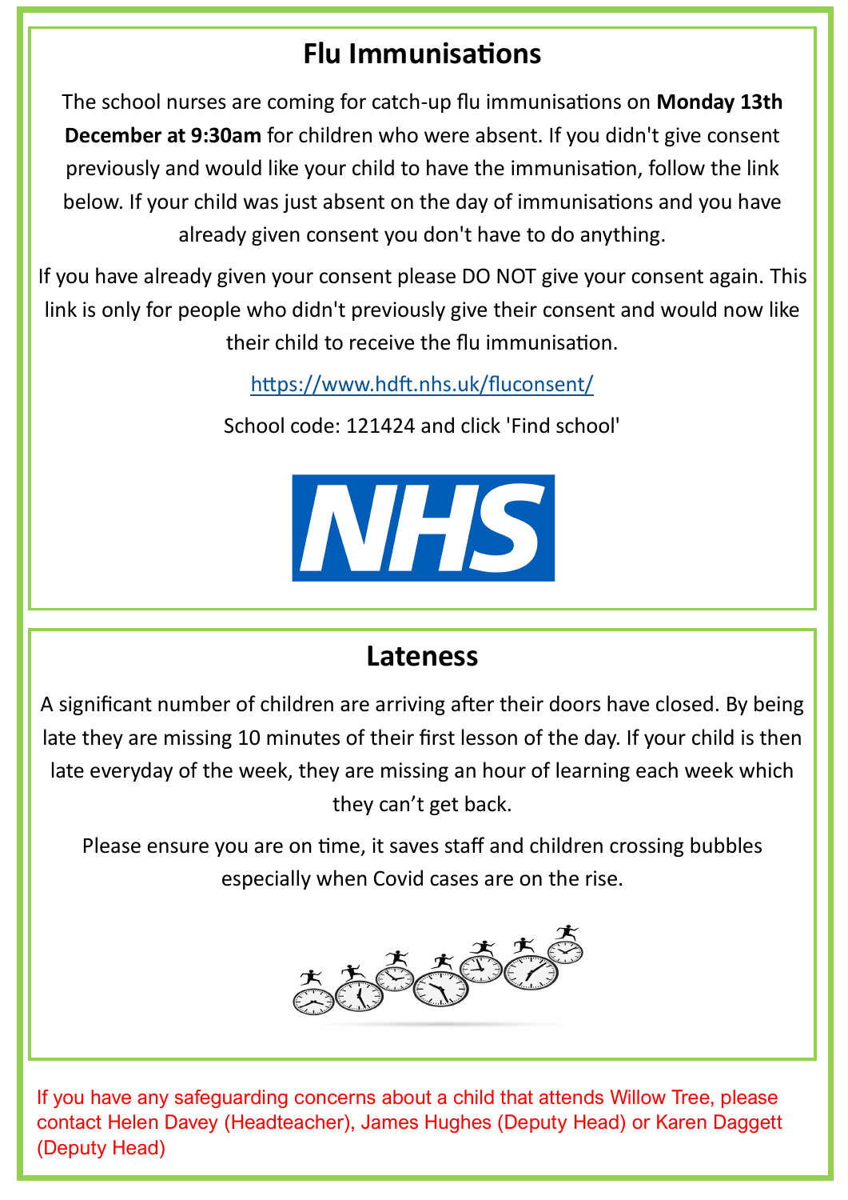## Flu Immunisations

The school nurses are coming for catch-up flu immunisations on **Monday 13th December at 9:30am** for children who were absent. If you didn't give consent previously and would like your child to have the immunisation, follow the link below. If your child was just absent on the day of immunisations and you have already given consent you don't have to do anything.

If you have already given your consent please DO NOT give your consent again. This link is only for people who didn't previously give their consent and would now like their child to receive the flu immunisation.

https://www.hdft.nhs.uk/fluconsent/

School code: 121424 and click 'Find school'

## Lateness

A significant number of children are arriving after their doors have closed. By being late they are missing 10 minutes of their first lesson of the day. If your child is then late everyday of the week, they are missing an hour of learning each week which they can't get back.

Please ensure you are on time, it saves staff and children crossing bubbles especially when Covid cases are on the rise.

If you have any safeguarding concerns about a child that attends Willow Tree, please contact Helen Davey (Headteacher), James Hughes (Deputy Head) or Karen Daggett (Deputy Head)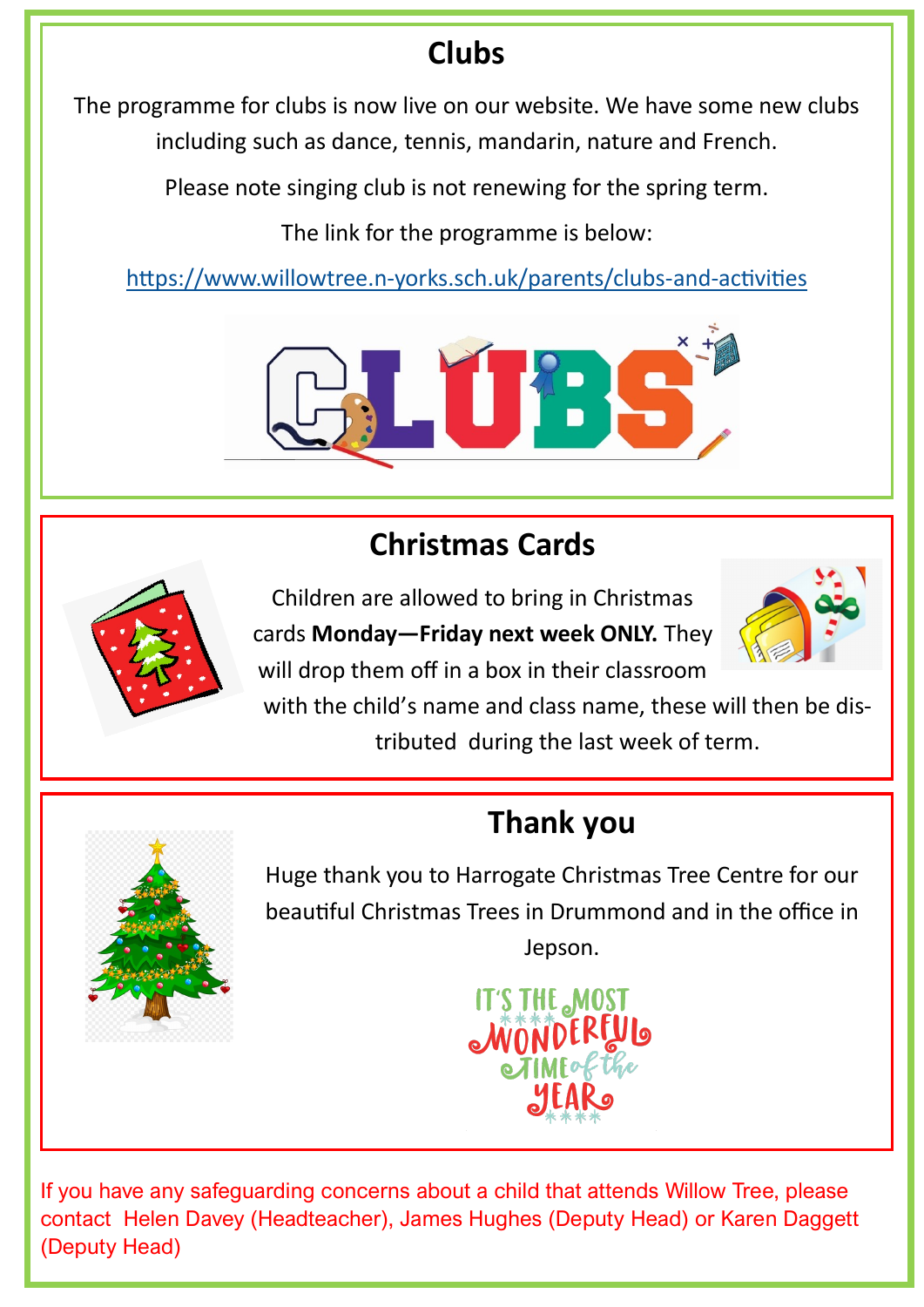## Clubs

The programme for clubs is now live on our website. We have some new clubs including such as dance, tennis, mandarin, nature and French.

Please note singing club is not renewing for the spring term.

The link for the programme is below:

https://www.willowtree.n-yorks.sch.uk/parents/clubs-and-activities

## Christmas Cards

Children are allowed to bring in Christmas cards **Monday—Friday next week ONLY.** They will drop them off in a box in their classroom with the child's name and class name, these will then be distributed during the last week of term.

## Thank you

Huge thank you to Harrogate Christmas Tree Centre for our beautiful Christmas Trees in Drummond and in the office in Jepson.

If you have any safeguarding concerns about a child that attends Willow Tree, please contact Helen Davey (Headteacher), James Hughes (Deputy Head) or Karen Daggett (Deputy Head)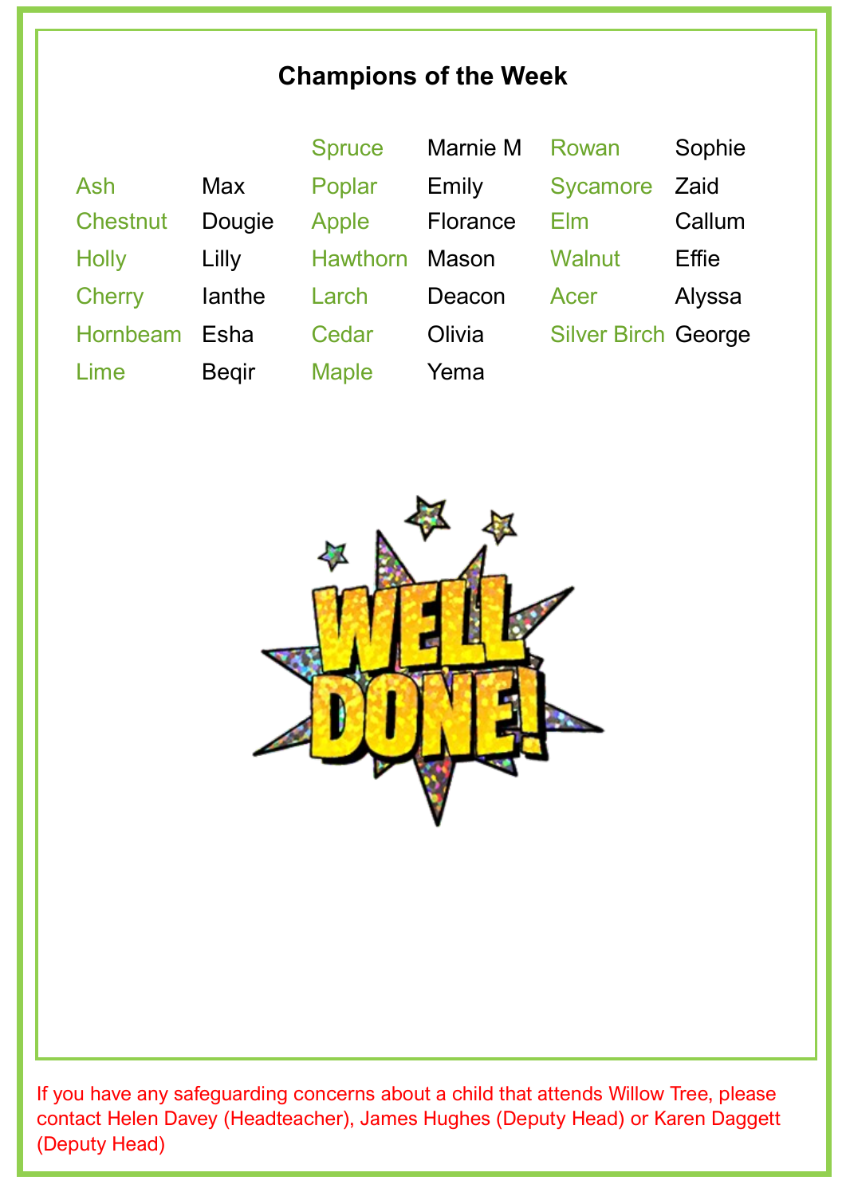## Champions of the Week

| | | | | | |
|---|---|---|---|---|---|
| | | Spruce | Marnie M | Rowan | Sophie |
| Ash | Max | Poplar | Emily | Sycamore | Zaid |
| Chestnut | Dougie | Apple | Florance | Elm | Callum |
| Holly | Lilly | Hawthorn | Mason | Walnut | Effie |
| Cherry | Ianthe | Larch | Deacon | Acer | Alyssa |
| Hornbeam | Esha | Cedar | Olivia | Silver Birch | George |
| Lime | Beqir | Maple | Yema | | |

WELL DONE!

If you have any safeguarding concerns about a child that attends Willow Tree, please contact Helen Davey (Headteacher), James Hughes (Deputy Head) or Karen Daggett (Deputy Head)